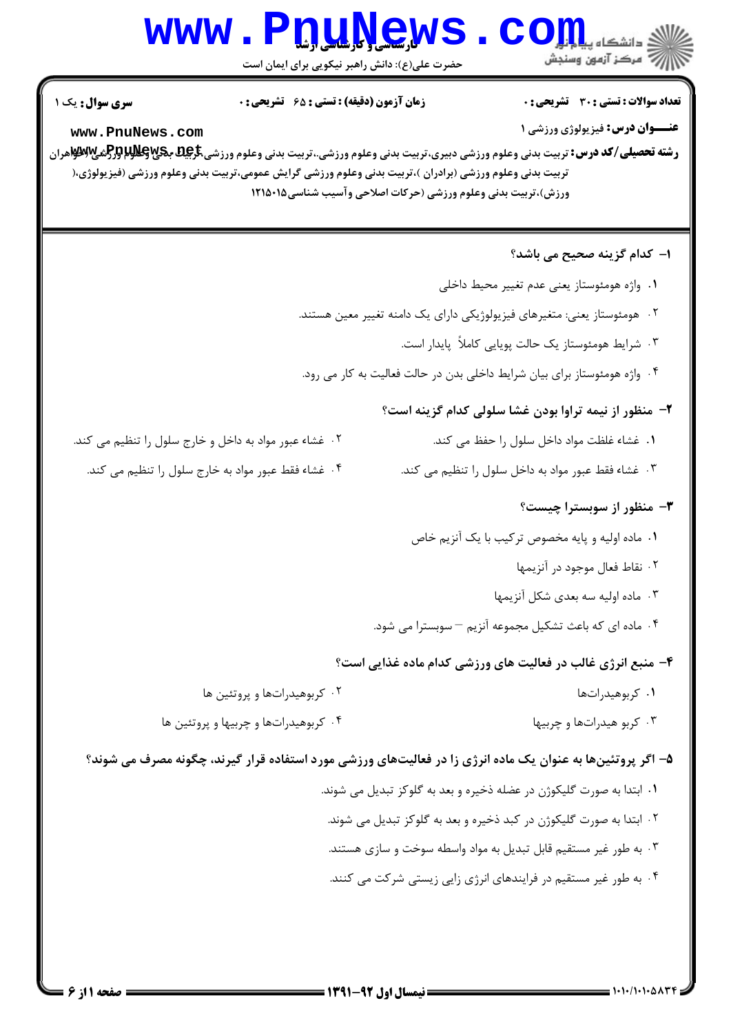کارشناسی و کارشناسی ارشد

حضرت علی(ع): دانش راهبر نیکویی برای ایمان است

دانشگاه پیام نور
مرکز آزمون وسنجش

**سری سوال:** یک ۱

**زمان آزمون (دقیقه) : تستی : ۶۵ تشریحی : ۰**

**تعداد سوالات : تستی : ۳۰ تشریحی : ۰**

**عنـــوان درس:** فیزیولوژی ورزشی ۱

**رشته تحصیلی/کد درس:** تربیت بدنی وعلوم ورزشی دبیری،تربیت بدنی وعلوم ورزشی،،تربیت بدنی وعلوم ورزشی،تربیت بدنی وعلوم ورزشی (خواهران تربیت بدنی وعلوم ورزشی (برادران )،تربیت بدنی وعلوم ورزشی گرایش عمومی،تربیت بدنی وعلوم ورزشی (فیزیولوژی،( ورزش)،تربیت بدنی وعلوم ورزشی (حرکات اصلاحی وآسیب شناسی۱۲۱۵۰۱۵

**۱- کدام گزینه صحیح می باشد؟**

۱. واژه هومئوستاز یعنی عدم تغییر محیط داخلی

۲. هومئوستاز یعنی: متغیرهای فیزیولوژیکی دارای یک دامنه تغییر معین هستند.

۳. شرایط هومئوستاز یک حالت پویایی کاملاً پایدار است.

۴. واژه هومئوستاز برای بیان شرایط داخلی بدن در حالت فعالیت به کار می رود.

**۲- منظور از نیمه تراوا بودن غشا سلولی کدام گزینه است؟**

۱. غشاء غلظت مواد داخل سلول را حفظ می کند.

۲. غشاء عبور مواد به داخل و خارج سلول را تنظیم می کند.

۳. غشاء فقط عبور مواد به داخل سلول را تنظیم می کند.

۴. غشاء فقط عبور مواد به خارج سلول را تنظیم می کند.

**۳- منظور از سوبسترا چیست؟**

۱. ماده اولیه و پایه مخصوص ترکیب با یک آنزیم خاص

۲. نقاط فعال موجود در آنزیمها

۳. ماده اولیه سه بعدی شکل آنزیمها

۴. ماده ای که باعث تشکیل مجموعه آنزیم – سوبسترا می شود.

**۴- منبع انرژی غالب در فعالیت های ورزشی کدام ماده غذایی است؟**

۱. کربوهیدرات‌ها

۲. کربوهیدرات‌ها و پروتئین ها

۳. کربو هیدرات‌ها و چربیها

۴. کربوهیدرات‌ها و چربیها و پروتئین ها

**۵- اگر پروتئین‌ها به عنوان یک ماده انرژی زا در فعالیت‌های ورزشی مورد استفاده قرار گیرند، چگونه مصرف می شوند؟**

۱. ابتدا به صورت گلیکوژن در عضله ذخیره و بعد به گلوکز تبدیل می شوند.

۲. ابتدا به صورت گلیکوژن در کبد ذخیره و بعد به گلوکز تبدیل می شوند.

۳. به طور غیر مستقیم قابل تبدیل به مواد واسطه سوخت و سازی هستند.

۴. به طور غیر مستقیم در فرایندهای انرژی زایی زیستی شرکت می کنند.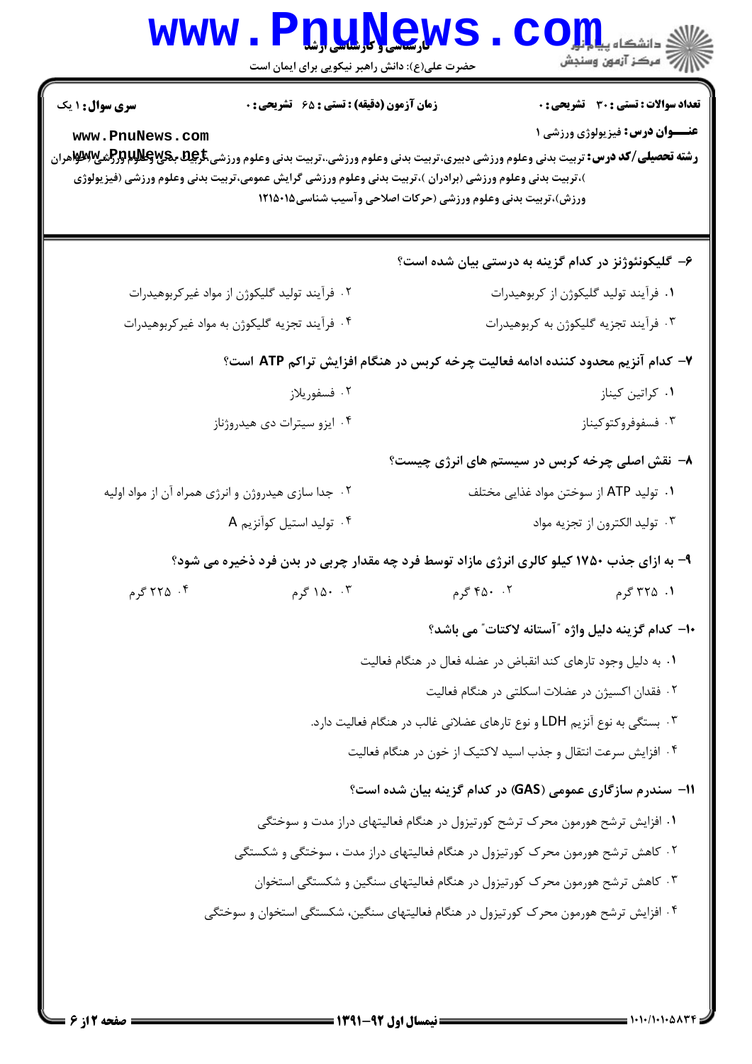**سری سوال:** ۱ یک

**زمان آزمون (دقیقه) : تستی : ۶۵ تشریحی : ۰**

**تعداد سوالات : تستی : ۳۰ تشریحی : ۰**

**عنـــوان درس:** فیزیولوژی ورزشی ۱

**رشته تحصیلی/کد درس:** تربیت بدنی وعلوم ورزشی دبیری،تربیت بدنی وعلوم ورزشی،،تربیت بدنی وعلوم ورزشی (خواهران )،تربیت بدنی وعلوم ورزشی (برادران )،تربیت بدنی وعلوم ورزشی گرایش عمومی،تربیت بدنی وعلوم ورزشی (فیزیولوژی ورزش)،تربیت بدنی وعلوم ورزشی (حرکات اصلاحی وآسیب شناسی۱۲۱۵۰۱۵

۶- گلیکونئوژنز در کدام گزینه به درستی بیان شده است؟

۱. فرآیند تولید گلیکوژن از کربوهیدرات

۲. فرآیند تولید گلیکوژن از مواد غیرکربوهیدرات

۳. فرآیند تجزیه گلیکوژن به کربوهیدرات

۴. فرآیند تجزیه گلیکوژن به مواد غیرکربوهیدرات

۷- کدام آنزیم محدود کننده ادامه فعالیت چرخه کربس در هنگام افزایش تراکم ATP است؟

۱. کراتین کیناز

۲. فسفوریلاز

۳. فسفوفروکتوکیناز

۴. ایزو سیترات دی هیدروژناز

۸- نقش اصلی چرخه کربس در سیستم های انرژی چیست؟

۱. تولید ATP از سوختن مواد غذایی مختلف

۲. جدا سازی هیدروژن و انرژی همراه آن از مواد اولیه

۳. تولید الکترون از تجزیه مواد

۴. تولید استیل کوآنزیم A

۹- به ازای جذب ۱۷۵۰ کیلو کالری انرژی مازاد توسط فرد چه مقدار چربی در بدن فرد ذخیره می شود؟

۱. ۳۲۵ گرم

۲. ۴۵۰ گرم

۳. ۱۵۰ گرم

۴. ۲۲۵ گرم

۱۰- کدام گزینه دلیل واژه "آستانه لاکتات" می باشد؟

۱. به دلیل وجود تارهای کند انقباض در عضله فعال در هنگام فعالیت

۲. فقدان اکسیژن در عضلات اسکلتی در هنگام فعالیت

۳. بستگی به نوع آنزیم LDH و نوع تارهای عضلانی غالب در هنگام فعالیت دارد.

۴. افزایش سرعت انتقال و جذب اسید لاکتیک از خون در هنگام فعالیت

۱۱- سندرم سازگاری عمومی (GAS) در کدام گزینه بیان شده است؟

۱. افزایش ترشح هورمون محرک ترشح کورتیزول در هنگام فعالیتهای دراز مدت و سوختگی

۲. کاهش ترشح هورمون محرک کورتیزول در هنگام فعالیتهای دراز مدت ، سوختگی و شکستگی

۳. کاهش ترشح هورمون محرک کورتیزول در هنگام فعالیتهای سنگین و شکستگی استخوان

۴. افزایش ترشح هورمون محرک کورتیزول در هنگام فعالیتهای سنگین، شکستگی استخوان و سوختگی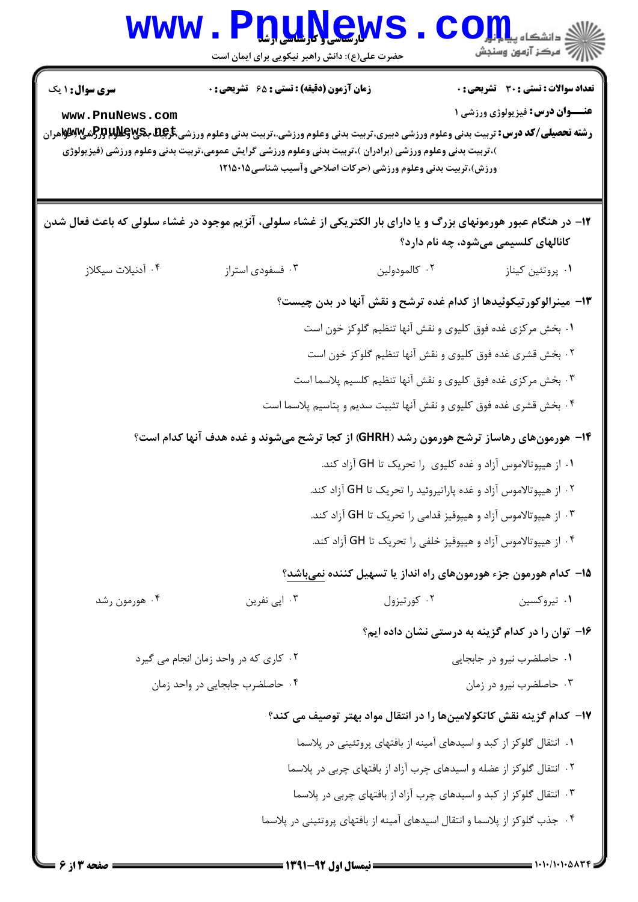**تعداد سوالات : تستی : ۳۰ تشریحی : ۰**　　**زمان آزمون (دقیقه) : تستی : ۶۵ تشریحی : ۰**　　**سری سوال : ۱ یک**

**عنـــوان درس:** فیزیولوژی ورزشی ۱

**رشته تحصیلی/کد درس:** تربیت بدنی وعلوم ورزشی دبیری،تربیت بدنی وعلوم ورزشی.،تربیت بدنی وعلوم ورزشی،تربیت بدنی وعلوم ورزشی (خواهران )،تربیت بدنی وعلوم ورزشی (برادران )،تربیت بدنی وعلوم ورزشی گرایش عمومی،تربیت بدنی وعلوم ورزشی (فیزیولوژی ورزش)،تربیت بدنی وعلوم ورزشی (حرکات اصلاحی وآسیب شناسی۱۲۱۵۰۱۵

**۱۲- در هنگام عبور هورمونهای بزرگ و یا دارای بار الکتریکی از غشاء سلولی، آنزیم موجود در غشاء سلولی که باعث فعال شدن کانالهای کلسیمی می‌شود، چه نام دارد؟**

۱. پروتئین کیناز　　۲. کالمودولین　　۳. فسفودی استراز　　۴. آدنیلات سیکلاز

**۱۳- مینرالوکورتیکوئیدها از کدام غده ترشح و نقش آنها در بدن چیست؟**

۱. بخش مرکزی غده فوق کلیوی و نقش آنها تنظیم گلوکز خون است

۲. بخش قشری غده فوق کلیوی و نقش آنها تنظیم گلوکز خون است

۳. بخش مرکزی غده فوق کلیوی و نقش آنها تنظیم کلسیم پلاسما است

۴. بخش قشری غده فوق کلیوی و نقش آنها تثبیت سدیم و پتاسیم پلاسما است

**۱۴- هورمون‌های رهاساز ترشح هورمون رشد (GHRH) از کجا ترشح می‌شوند و غده هدف آنها کدام است؟**

۱. از هیپوتالاموس آزاد و غده کلیوی را تحریک تا GH آزاد کند.

۲. از هیپوتالاموس آزاد و غده پاراتیروئید را تحریک تا GH آزاد کند.

۳. از هیپوتالاموس آزاد و هیپوفیز قدامی را تحریک تا GH آزاد کند.

۴. از هیپوتالاموس آزاد و هیپوفیز خلفی را تحریک تا GH آزاد کند.

**۱۵- کدام هورمون جزء هورمون‌های راه انداز یا تسهیل کننده نمی‌باشد؟**

۱. تیروکسین　　۲. کورتیزول　　۳. اپی نفرین　　۴. هورمون رشد

**۱۶- توان را در کدام گزینه به درستی نشان داده ایم؟**

۱. حاصلضرب نیرو در جابجایی　　۲. کاری که در واحد زمان انجام می گیرد

۳. حاصلضرب نیرو در زمان　　۴. حاصلضرب جابجایی در واحد زمان

**۱۷- کدام گزینه نقش کاتکولامین‌ها را در انتقال مواد بهتر توصیف می کند؟**

۱. انتقال گلوکز از کبد و اسیدهای آمینه از بافتهای پروتئینی در پلاسما

۲. انتقال گلوکز از عضله و اسیدهای چرب آزاد از بافتهای چربی در پلاسما

۳. انتقال گلوکز از کبد و اسیدهای چرب آزاد از بافتهای چربی در پلاسما

۴. جذب گلوکز از پلاسما و انتقال اسیدهای آمینه از بافتهای پروتئینی در پلاسما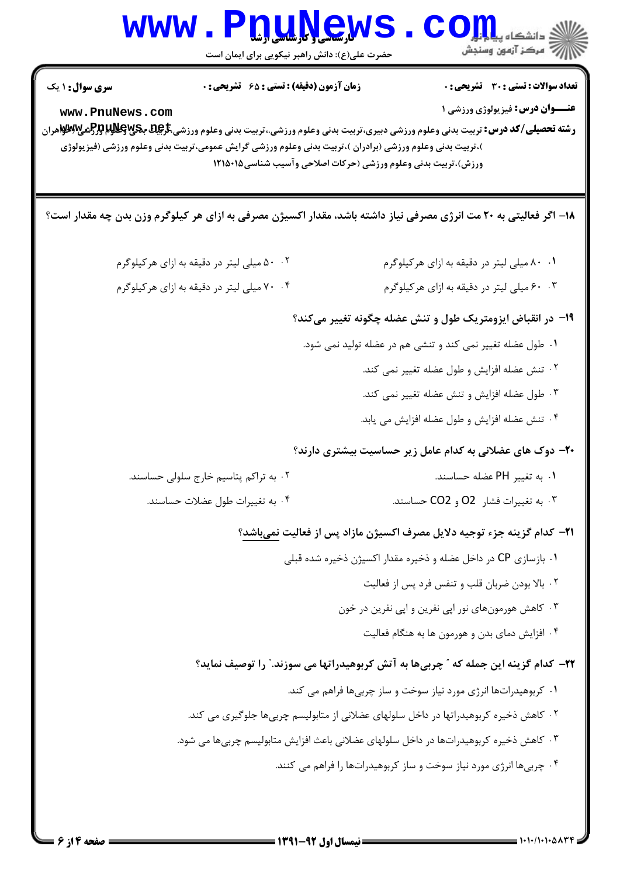**سری سوال:** ۱ یک

**زمان آزمون (دقیقه) : تستی :** ۶۵ **تشریحی :** ۰

**تعداد سوالات : تستی :** ۳۰ **تشریحی :** ۰

**عنـــوان درس:** فیزیولوژی ورزشی ۱

**رشته تحصیلی/کد درس:** تربیت بدنی وعلوم ورزشی دبیری،تربیت بدنی وعلوم ورزشی.،تربیت بدنی وعلوم ورزشی (تربیت بدنی وعلوم ورزشی (خواهران )،تربیت بدنی وعلوم ورزشی (برادران )،تربیت بدنی وعلوم ورزشی گرایش عمومی،تربیت بدنی وعلوم ورزشی (فیزیولوژی ورزش)،تربیت بدنی وعلوم ورزشی (حرکات اصلاحی وآسیب شناسی۱۲۱۵۰۱۵

۱۸- اگر فعالیتی به ۲۰ مت انرژی مصرفی نیاز داشته باشد، مقدار اکسیژن مصرفی به ازای هر کیلوگرم وزن بدن چه مقدار است؟

۱. ۸۰ میلی لیتر در دقیقه به ازای هرکیلوگرم

۲. ۵۰ میلی لیتر در دقیقه به ازای هرکیلوگرم

۳. ۶۰ میلی لیتر در دقیقه به ازای هرکیلوگرم

۴. ۷۰ میلی لیتر در دقیقه به ازای هرکیلوگرم

۱۹- در انقباض ایزومتریک طول و تنش عضله چگونه تغییر می‌کند؟

۱. طول عضله تغییر نمی کند و تنشی هم در عضله تولید نمی شود.

۲. تنش عضله افزایش و طول عضله تغییر نمی کند.

۳. طول عضله افزایش و تنش عضله تغییر نمی کند.

۴. تنش عضله افزایش و طول عضله افزایش می یابد.

۲۰- دوک های عضلانی به کدام عامل زیر حساسیت بیشتری دارند؟

۱. به تغییر PH عضله حساسند.

۲. به تراکم پتاسیم خارج سلولی حساسند.

۳. به تغییرات فشار $O_2$ و $CO_2$ حساسند.

۴. به تغییرات طول عضلات حساسند.

۲۱- کدام گزینه جزء توجیه دلایل مصرف اکسیژن مازاد پس از فعالیت نمی‌باشد؟

۱. بازسازی CP در داخل عضله و ذخیره مقدار اکسیژن ذخیره شده قبلی

۲. بالا بودن ضربان قلب و تنفس فرد پس از فعالیت

۳. کاهش هورمون‌های نور اپی نفرین و اپی نفرین در خون

۴. افزایش دمای بدن و هورمون ها به هنگام فعالیت

۲۲- کدام گزینه این جمله که " چربی‌ها به آتش کربوهیدراتها می سوزند." را توصیف نماید؟

۱. کربوهیدرات‌ها انرژی مورد نیاز سوخت و ساز چربی‌ها فراهم می کند.

۲. کاهش ذخیره کربوهیدراتها در داخل سلولهای عضلانی از متابولیسم چربی‌ها جلوگیری می کند.

۳. کاهش ذخیره کربوهیدرات‌ها در داخل سلولهای عضلانی باعث افزایش متابولیسم چربی‌ها می شود.

۴. چربی‌ها انرژی مورد نیاز سوخت و ساز کربوهیدرات‌ها را فراهم می کنند.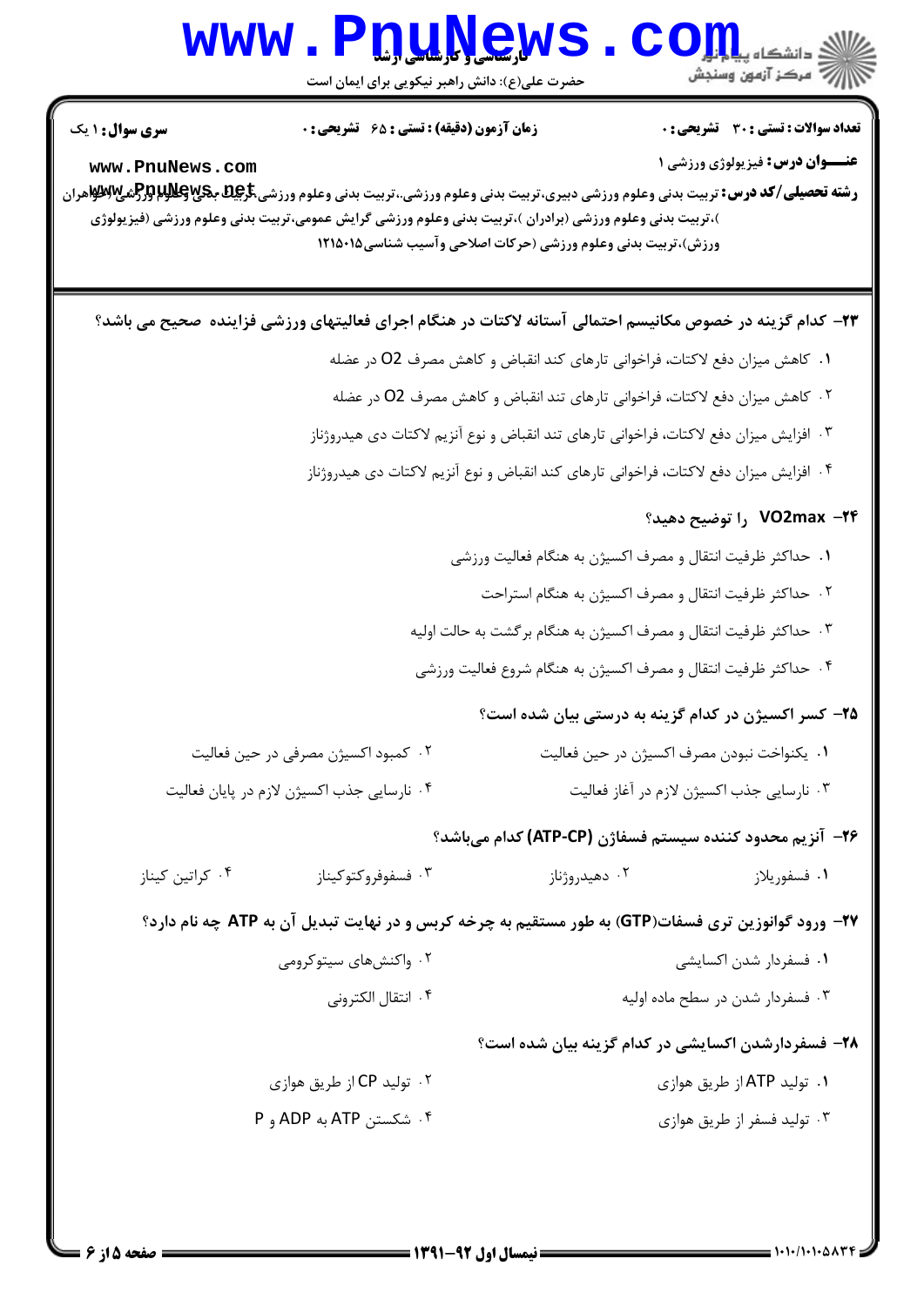**سری سوال:** ۱ یک

**زمان آزمون (دقیقه) : تستی : ۶۵ تشریحی : ۰**

**تعداد سوالات : تستی : ۳۰ تشریحی : ۰**

**عنـــوان درس:** فیزیولوژی ورزشی ۱

**رشته تحصیلی/کد درس:** تربیت بدنی وعلوم ورزشی دبیری،تربیت بدنی وعلوم ورزشی.،تربیت بدنی وعلوم ورزشی،تربیت بدنی وعلوم ورزشی (خواهران )،تربیت بدنی وعلوم ورزشی (برادران )،تربیت بدنی وعلوم ورزشی گرایش عمومی،تربیت بدنی وعلوم ورزشی (فیزیولوژی ورزش)،تربیت بدنی وعلوم ورزشی (حرکات اصلاحی وآسیب شناسی۱۲۱۵۰۱۵

**۲۳- کدام گزینه در خصوص مکانیسم احتمالی آستانه لاکتات در هنگام اجرای فعالیتهای ورزشی فزاینده صحیح می باشد؟**

۱. کاهش میزان دفع لاکتات، فراخوانی تارهای کند انقباض و کاهش مصرف $O_2$ در عضله

۲. کاهش میزان دفع لاکتات، فراخوانی تارهای تند انقباض و کاهش مصرف $O_2$ در عضله

۳. افزایش میزان دفع لاکتات، فراخوانی تارهای تند انقباض و نوع آنزیم لاکتات دی هیدروژناز

۴. افزایش میزان دفع لاکتات، فراخوانی تارهای کند انقباض و نوع آنزیم لاکتات دی هیدروژناز

**۲۴- VO2max را توضیح دهید؟**

۱. حداکثر ظرفیت انتقال و مصرف اکسیژن به هنگام فعالیت ورزشی

۲. حداکثر ظرفیت انتقال و مصرف اکسیژن به هنگام استراحت

۳. حداکثر ظرفیت انتقال و مصرف اکسیژن به هنگام برگشت به حالت اولیه

۴. حداکثر ظرفیت انتقال و مصرف اکسیژن به هنگام شروع فعالیت ورزشی

**۲۵- کسر اکسیژن در کدام گزینه به درستی بیان شده است؟**

۱. یکنواخت نبودن مصرف اکسیژن در حین فعالیت

۲. کمبود اکسیژن مصرفی در حین فعالیت

۳. نارسایی جذب اکسیژن لازم در آغاز فعالیت

۴. نارسایی جذب اکسیژن لازم در پایان فعالیت

**۲۶- آنزیم محدود کننده سیستم فسفاژن (ATP-CP) کدام میباشد؟**

۱. فسفوریلاز

۲. دهیدروژناز

۳. فسفوفروکتوکیناز

۴. کراتین کیناز

**۲۷- ورود گوانوزین تری فسفات(GTP) به طور مستقیم به چرخه کربس و در نهایت تبدیل آن به ATP چه نام دارد؟**

۱. فسفردار شدن اکسایشی

۲. واکنشهای سیتوکرومی

۳. فسفردار شدن در سطح ماده اولیه

۴. انتقال الکترونی

**۲۸- فسفردارشدن اکسایشی در کدام گزینه بیان شده است؟**

۱. تولید ATP از طریق هوازی

۲. تولید CP از طریق هوازی

۳. تولید فسفر از طریق هوازی

۴. شکستن ATP به ADP و P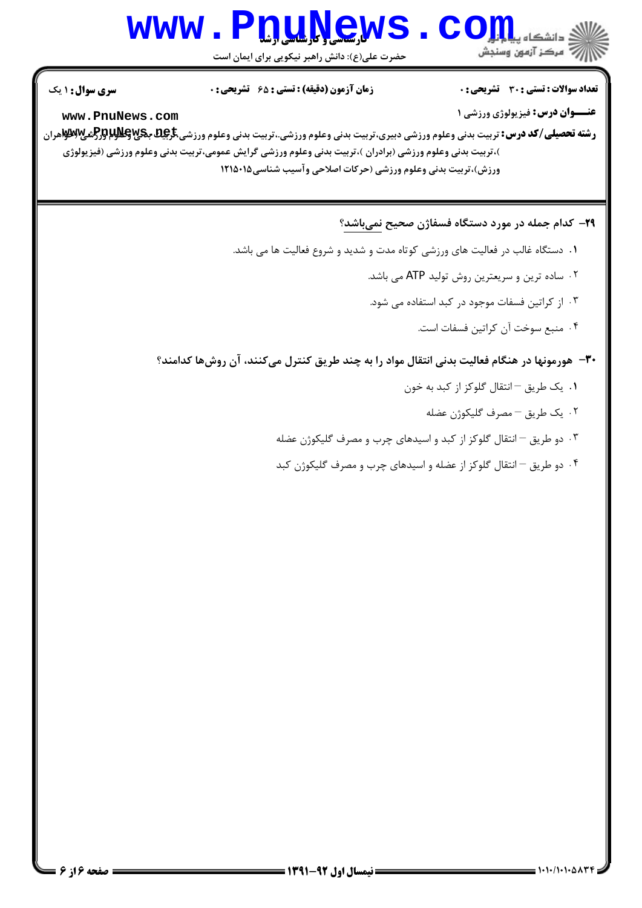**تعداد سوالات : تستی : ۳۰ تشریحی : ۰** | **زمان آزمون (دقیقه) : تستی : ۶۵ تشریحی : ۰** | **سری سوال : ۱ یک**

**عنـــوان درس :** فیزیولوژی ورزشی ۱

**رشته تحصیلی/کد درس :** تربیت بدنی وعلوم ورزشی دبیری،تربیت بدنی وعلوم ورزشی،،تربیت بدنی وعلوم ورزشی،تربیت بدنی وعلوم ورزشی (خواهران )،تربیت بدنی وعلوم ورزشی (برادران )،تربیت بدنی وعلوم ورزشی گرایش عمومی،تربیت بدنی وعلوم ورزشی (فیزیولوژی ورزش)،تربیت بدنی وعلوم ورزشی (حرکات اصلاحی وآسیب شناسی۱۲۱۵۰۱۵

**۲۹- کدام جمله در مورد دستگاه فسفاژن صحیح نمی‌باشد؟**

۱. دستگاه غالب در فعالیت های ورزشی کوتاه مدت و شدید و شروع فعالیت ها می باشد.

۲. ساده ترین و سریعترین روش تولید ATP می باشد.

۳. از کراتین فسفات موجود در کبد استفاده می شود.

۴. منبع سوخت آن کراتین فسفات است.

**۳۰- هورمونها در هنگام فعالیت بدنی انتقال مواد را به چند طریق کنترل می‌کنند، آن روش‌ها کدامند؟**

۱. یک طریق – انتقال گلوکز از کبد به خون

۲. یک طریق – مصرف گلیکوژن عضله

۳. دو طریق – انتقال گلوکز از کبد و اسیدهای چرب و مصرف گلیکوژن عضله

۴. دو طریق – انتقال گلوکز از عضله و اسیدهای چرب و مصرف گلیکوژن کبد